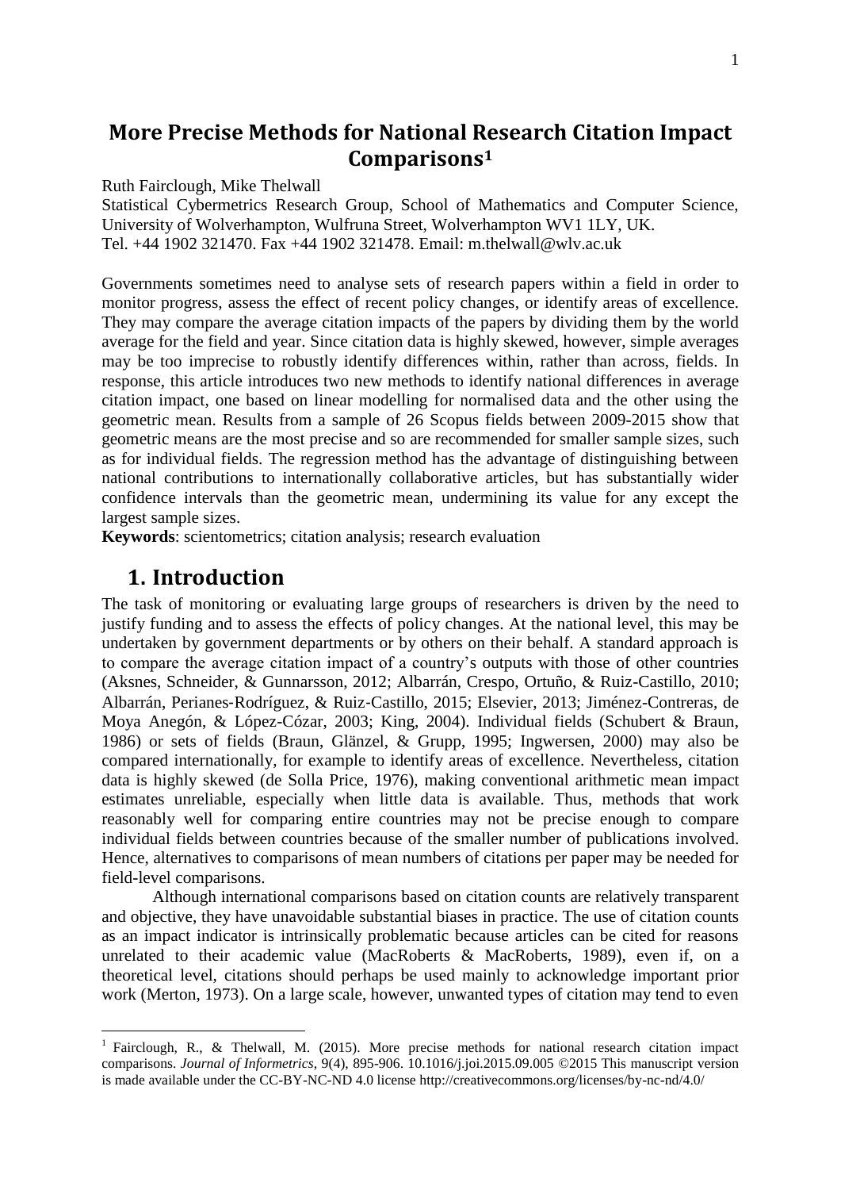# More Precise Methods for National Research Citation Impact Comparisons[1]

Ruth Fairclough, Mike Thelwall

Statistical Cybermetrics Research Group, School of Mathematics and Computer Science, University of Wolverhampton, Wulfruna Street, Wolverhampton WV1 1LY, UK.
Tel. +44 1902 321470. Fax +44 1902 321478. Email: m.thelwall@wlv.ac.uk

Governments sometimes need to analyse sets of research papers within a field in order to monitor progress, assess the effect of recent policy changes, or identify areas of excellence. They may compare the average citation impacts of the papers by dividing them by the world average for the field and year. Since citation data is highly skewed, however, simple averages may be too imprecise to robustly identify differences within, rather than across, fields. In response, this article introduces two new methods to identify national differences in average citation impact, one based on linear modelling for normalised data and the other using the geometric mean. Results from a sample of 26 Scopus fields between 2009-2015 show that geometric means are the most precise and so are recommended for smaller sample sizes, such as for individual fields. The regression method has the advantage of distinguishing between national contributions to internationally collaborative articles, but has substantially wider confidence intervals than the geometric mean, undermining its value for any except the largest sample sizes.

**Keywords**: scientometrics; citation analysis; research evaluation

## 1. Introduction

The task of monitoring or evaluating large groups of researchers is driven by the need to justify funding and to assess the effects of policy changes. At the national level, this may be undertaken by government departments or by others on their behalf. A standard approach is to compare the average citation impact of a country's outputs with those of other countries (Aksnes, Schneider, & Gunnarsson, 2012; Albarrán, Crespo, Ortuño, & Ruiz-Castillo, 2010; Albarrán, Perianes-Rodríguez, & Ruiz-Castillo, 2015; Elsevier, 2013; Jiménez-Contreras, de Moya Anegón, & López-Cózar, 2003; King, 2004). Individual fields (Schubert & Braun, 1986) or sets of fields (Braun, Glänzel, & Grupp, 1995; Ingwersen, 2000) may also be compared internationally, for example to identify areas of excellence. Nevertheless, citation data is highly skewed (de Solla Price, 1976), making conventional arithmetic mean impact estimates unreliable, especially when little data is available. Thus, methods that work reasonably well for comparing entire countries may not be precise enough to compare individual fields between countries because of the smaller number of publications involved. Hence, alternatives to comparisons of mean numbers of citations per paper may be needed for field-level comparisons.

Although international comparisons based on citation counts are relatively transparent and objective, they have unavoidable substantial biases in practice. The use of citation counts as an impact indicator is intrinsically problematic because articles can be cited for reasons unrelated to their academic value (MacRoberts & MacRoberts, 1989), even if, on a theoretical level, citations should perhaps be used mainly to acknowledge important prior work (Merton, 1973). On a large scale, however, unwanted types of citation may tend to even

---

[1] Fairclough, R., & Thelwall, M. (2015). More precise methods for national research citation impact comparisons. *Journal of Informetrics*, 9(4), 895-906. 10.1016/j.joi.2015.09.005 ©2015 This manuscript version is made available under the CC-BY-NC-ND 4.0 license http://creativecommons.org/licenses/by-nc-nd/4.0/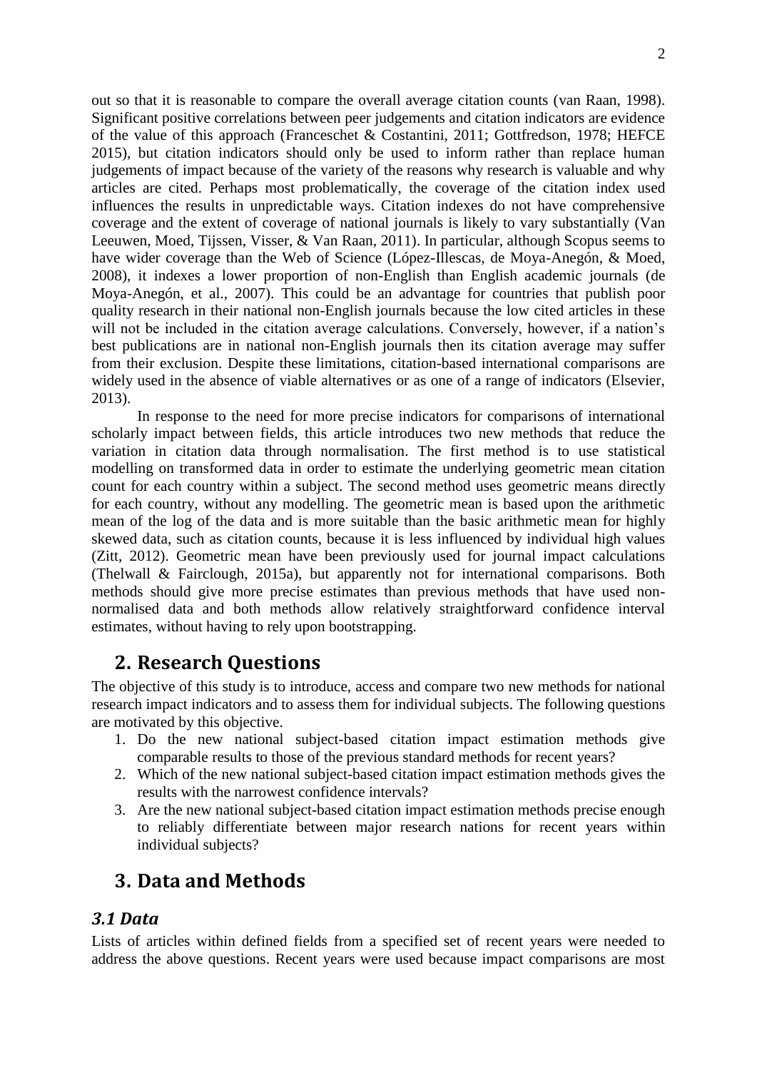out so that it is reasonable to compare the overall average citation counts (van Raan, 1998). Significant positive correlations between peer judgements and citation indicators are evidence of the value of this approach (Franceschet & Costantini, 2011; Gottfredson, 1978; HEFCE 2015), but citation indicators should only be used to inform rather than replace human judgements of impact because of the variety of the reasons why research is valuable and why articles are cited. Perhaps most problematically, the coverage of the citation index used influences the results in unpredictable ways. Citation indexes do not have comprehensive coverage and the extent of coverage of national journals is likely to vary substantially (Van Leeuwen, Moed, Tijssen, Visser, & Van Raan, 2011). In particular, although Scopus seems to have wider coverage than the Web of Science (López-Illescas, de Moya-Anegón, & Moed, 2008), it indexes a lower proportion of non-English than English academic journals (de Moya-Anegón, et al., 2007). This could be an advantage for countries that publish poor quality research in their national non-English journals because the low cited articles in these will not be included in the citation average calculations. Conversely, however, if a nation's best publications are in national non-English journals then its citation average may suffer from their exclusion. Despite these limitations, citation-based international comparisons are widely used in the absence of viable alternatives or as one of a range of indicators (Elsevier, 2013).

In response to the need for more precise indicators for comparisons of international scholarly impact between fields, this article introduces two new methods that reduce the variation in citation data through normalisation. The first method is to use statistical modelling on transformed data in order to estimate the underlying geometric mean citation count for each country within a subject. The second method uses geometric means directly for each country, without any modelling. The geometric mean is based upon the arithmetic mean of the log of the data and is more suitable than the basic arithmetic mean for highly skewed data, such as citation counts, because it is less influenced by individual high values (Zitt, 2012). Geometric mean have been previously used for journal impact calculations (Thelwall & Fairclough, 2015a), but apparently not for international comparisons. Both methods should give more precise estimates than previous methods that have used non-normalised data and both methods allow relatively straightforward confidence interval estimates, without having to rely upon bootstrapping.

## 2. Research Questions

The objective of this study is to introduce, access and compare two new methods for national research impact indicators and to assess them for individual subjects. The following questions are motivated by this objective.

1. Do the new national subject-based citation impact estimation methods give comparable results to those of the previous standard methods for recent years?
2. Which of the new national subject-based citation impact estimation methods gives the results with the narrowest confidence intervals?
3. Are the new national subject-based citation impact estimation methods precise enough to reliably differentiate between major research nations for recent years within individual subjects?

## 3. Data and Methods

### *3.1 Data*

Lists of articles within defined fields from a specified set of recent years were needed to address the above questions. Recent years were used because impact comparisons are most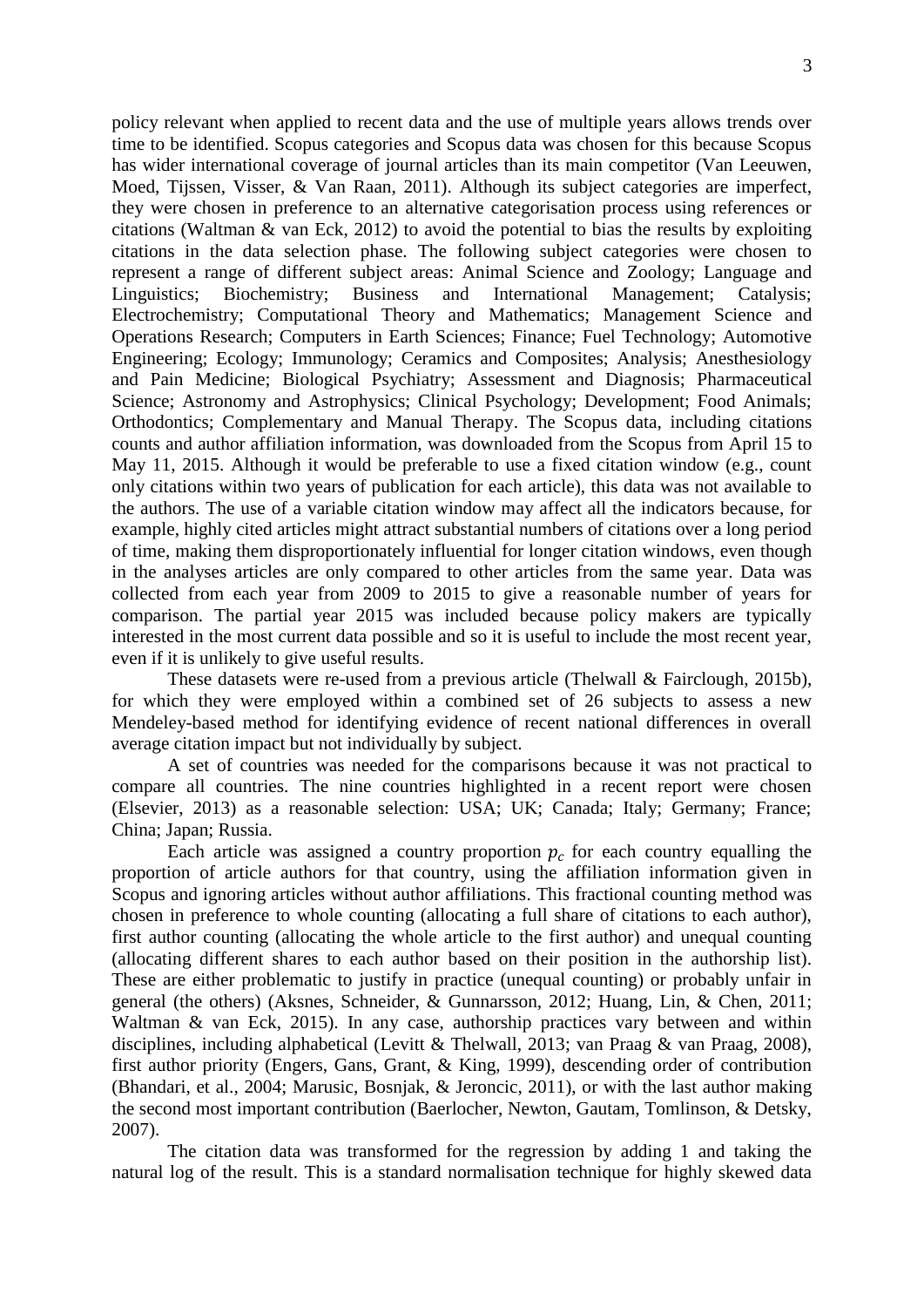policy relevant when applied to recent data and the use of multiple years allows trends over time to be identified. Scopus categories and Scopus data was chosen for this because Scopus has wider international coverage of journal articles than its main competitor (Van Leeuwen, Moed, Tijssen, Visser, & Van Raan, 2011). Although its subject categories are imperfect, they were chosen in preference to an alternative categorisation process using references or citations (Waltman & van Eck, 2012) to avoid the potential to bias the results by exploiting citations in the data selection phase. The following subject categories were chosen to represent a range of different subject areas: Animal Science and Zoology; Language and Linguistics; Biochemistry; Business and International Management; Catalysis; Electrochemistry; Computational Theory and Mathematics; Management Science and Operations Research; Computers in Earth Sciences; Finance; Fuel Technology; Automotive Engineering; Ecology; Immunology; Ceramics and Composites; Analysis; Anesthesiology and Pain Medicine; Biological Psychiatry; Assessment and Diagnosis; Pharmaceutical Science; Astronomy and Astrophysics; Clinical Psychology; Development; Food Animals; Orthodontics; Complementary and Manual Therapy. The Scopus data, including citations counts and author affiliation information, was downloaded from the Scopus from April 15 to May 11, 2015. Although it would be preferable to use a fixed citation window (e.g., count only citations within two years of publication for each article), this data was not available to the authors. The use of a variable citation window may affect all the indicators because, for example, highly cited articles might attract substantial numbers of citations over a long period of time, making them disproportionately influential for longer citation windows, even though in the analyses articles are only compared to other articles from the same year. Data was collected from each year from 2009 to 2015 to give a reasonable number of years for comparison. The partial year 2015 was included because policy makers are typically interested in the most current data possible and so it is useful to include the most recent year, even if it is unlikely to give useful results.

These datasets were re-used from a previous article (Thelwall & Fairclough, 2015b), for which they were employed within a combined set of 26 subjects to assess a new Mendeley-based method for identifying evidence of recent national differences in overall average citation impact but not individually by subject.

A set of countries was needed for the comparisons because it was not practical to compare all countries. The nine countries highlighted in a recent report were chosen (Elsevier, 2013) as a reasonable selection: USA; UK; Canada; Italy; Germany; France; China; Japan; Russia.

Each article was assigned a country proportion $p_c$ for each country equalling the proportion of article authors for that country, using the affiliation information given in Scopus and ignoring articles without author affiliations. This fractional counting method was chosen in preference to whole counting (allocating a full share of citations to each author), first author counting (allocating the whole article to the first author) and unequal counting (allocating different shares to each author based on their position in the authorship list). These are either problematic to justify in practice (unequal counting) or probably unfair in general (the others) (Aksnes, Schneider, & Gunnarsson, 2012; Huang, Lin, & Chen, 2011; Waltman & van Eck, 2015). In any case, authorship practices vary between and within disciplines, including alphabetical (Levitt & Thelwall, 2013; van Praag & van Praag, 2008), first author priority (Engers, Gans, Grant, & King, 1999), descending order of contribution (Bhandari, et al., 2004; Marusic, Bosnjak, & Jeroncic, 2011), or with the last author making the second most important contribution (Baerlocher, Newton, Gautam, Tomlinson, & Detsky, 2007).

The citation data was transformed for the regression by adding 1 and taking the natural log of the result. This is a standard normalisation technique for highly skewed data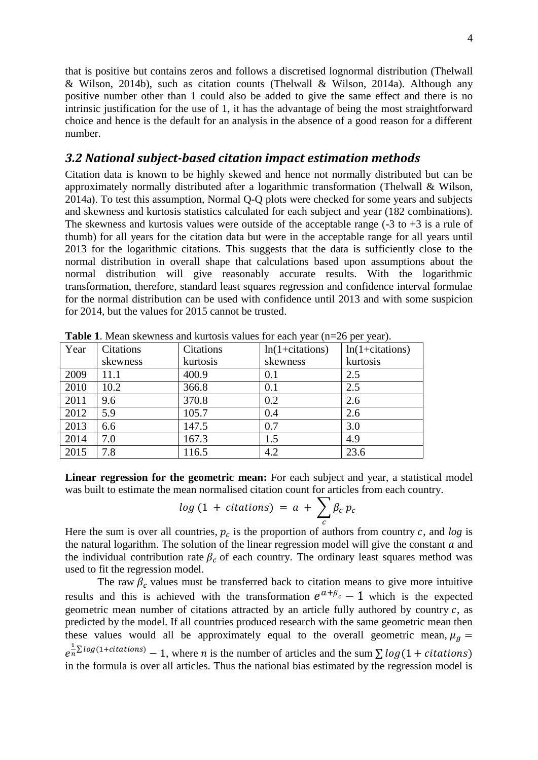that is positive but contains zeros and follows a discretised lognormal distribution (Thelwall & Wilson, 2014b), such as citation counts (Thelwall & Wilson, 2014a). Although any positive number other than 1 could also be added to give the same effect and there is no intrinsic justification for the use of 1, it has the advantage of being the most straightforward choice and hence is the default for an analysis in the absence of a good reason for a different number.

## *3.2 National subject-based citation impact estimation methods*

Citation data is known to be highly skewed and hence not normally distributed but can be approximately normally distributed after a logarithmic transformation (Thelwall & Wilson, 2014a). To test this assumption, Normal Q-Q plots were checked for some years and subjects and skewness and kurtosis statistics calculated for each subject and year (182 combinations). The skewness and kurtosis values were outside of the acceptable range (-3 to +3 is a rule of thumb) for all years for the citation data but were in the acceptable range for all years until 2013 for the logarithmic citations. This suggests that the data is sufficiently close to the normal distribution in overall shape that calculations based upon assumptions about the normal distribution will give reasonably accurate results. With the logarithmic transformation, therefore, standard least squares regression and confidence interval formulae for the normal distribution can be used with confidence until 2013 and with some suspicion for 2014, but the values for 2015 cannot be trusted.

**Table 1**. Mean skewness and kurtosis values for each year (n=26 per year).

| Year | Citations skewness | Citations kurtosis | ln(1+citations) skewness | ln(1+citations) kurtosis |
|---|---|---|---|---|
| 2009 | 11.1 | 400.9 | 0.1 | 2.5 |
| 2010 | 10.2 | 366.8 | 0.1 | 2.5 |
| 2011 | 9.6 | 370.8 | 0.2 | 2.6 |
| 2012 | 5.9 | 105.7 | 0.4 | 2.6 |
| 2013 | 6.6 | 147.5 | 0.7 | 3.0 |
| 2014 | 7.0 | 167.3 | 1.5 | 4.9 |
| 2015 | 7.8 | 116.5 | 4.2 | 23.6 |

**Linear regression for the geometric mean:** For each subject and year, a statistical model was built to estimate the mean normalised citation count for articles from each country.

$$log\,(1 + citations) = a + \sum_{c} \beta_c\, p_c$$

Here the sum is over all countries, $p_c$ is the proportion of authors from country $c$, and *log* is the natural logarithm. The solution of the linear regression model will give the constant $a$ and the individual contribution rate $\beta_c$ of each country. The ordinary least squares method was used to fit the regression model.

The raw $\beta_c$ values must be transferred back to citation means to give more intuitive results and this is achieved with the transformation $e^{a+\beta_c} - 1$ which is the expected geometric mean number of citations attracted by an article fully authored by country $c$, as predicted by the model. If all countries produced research with the same geometric mean then these values would all be approximately equal to the overall geometric mean, $\mu_g = e^{\frac{1}{n}\sum log(1+citations)} - 1$, where $n$ is the number of articles and the sum $\sum log(1 + citations)$ in the formula is over all articles. Thus the national bias estimated by the regression model is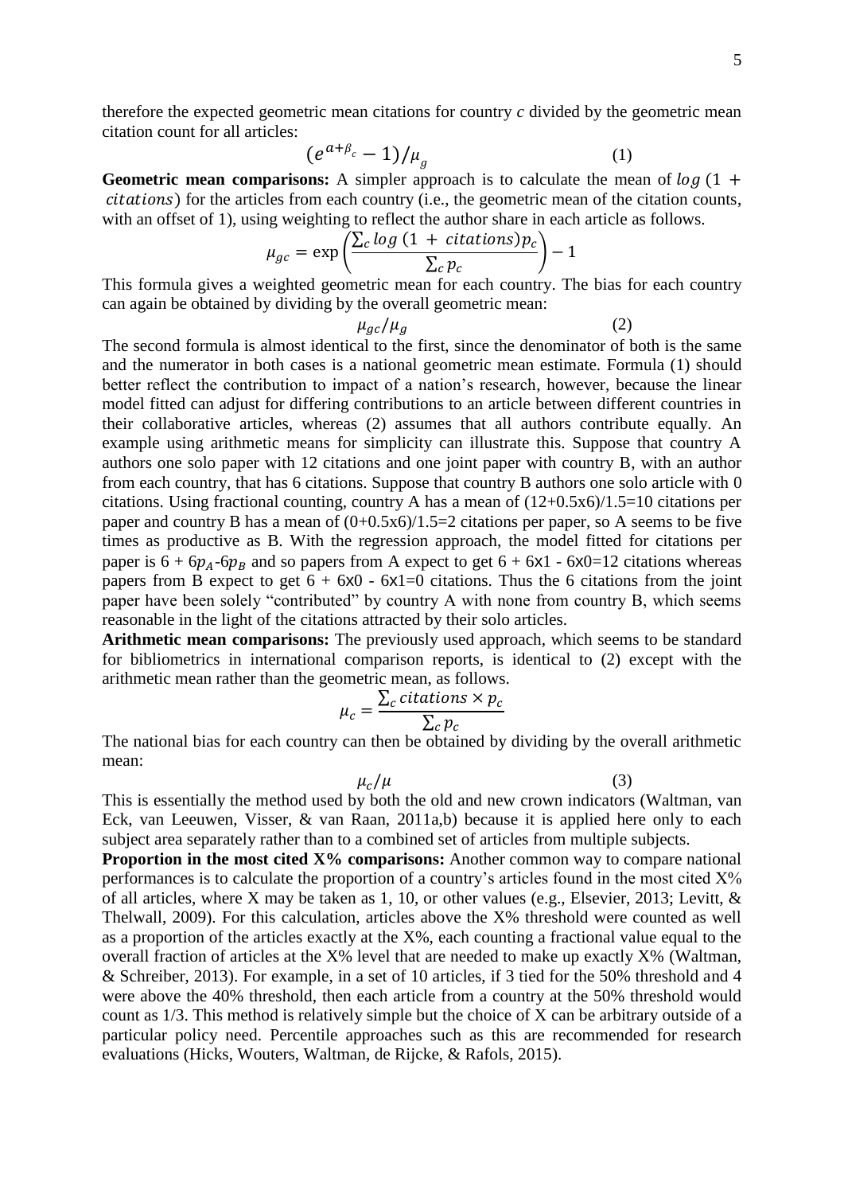therefore the expected geometric mean citations for country *c* divided by the geometric mean citation count for all articles:

$$(e^{a+\beta_c} - 1)/\mu_g \quad (1)$$

**Geometric mean comparisons:** A simpler approach is to calculate the mean of $log\,(1 + citations)$ for the articles from each country (i.e., the geometric mean of the citation counts, with an offset of 1), using weighting to reflect the author share in each article as follows.

$$\mu_{gc} = \exp\left(\frac{\sum_c log\,(1\, +\, citations)p_c}{\sum_c p_c}\right) - 1$$

This formula gives a weighted geometric mean for each country. The bias for each country can again be obtained by dividing by the overall geometric mean:

$$\mu_{gc}/\mu_g \quad (2)$$

The second formula is almost identical to the first, since the denominator of both is the same and the numerator in both cases is a national geometric mean estimate. Formula (1) should better reflect the contribution to impact of a nation's research, however, because the linear model fitted can adjust for differing contributions to an article between different countries in their collaborative articles, whereas (2) assumes that all authors contribute equally. An example using arithmetic means for simplicity can illustrate this. Suppose that country A authors one solo paper with 12 citations and one joint paper with country B, with an author from each country, that has 6 citations. Suppose that country B authors one solo article with 0 citations. Using fractional counting, country A has a mean of (12+0.5x6)/1.5=10 citations per paper and country B has a mean of (0+0.5x6)/1.5=2 citations per paper, so A seems to be five times as productive as B. With the regression approach, the model fitted for citations per paper is $6 + 6p_A$-$6p_B$ and so papers from A expect to get 6 + 6x1 - 6x0=12 citations whereas papers from B expect to get 6 + 6x0 - 6x1=0 citations. Thus the 6 citations from the joint paper have been solely "contributed" by country A with none from country B, which seems reasonable in the light of the citations attracted by their solo articles.

**Arithmetic mean comparisons:** The previously used approach, which seems to be standard for bibliometrics in international comparison reports, is identical to (2) except with the arithmetic mean rather than the geometric mean, as follows.

$$\mu_c = \frac{\sum_c citations \times p_c}{\sum_c p_c}$$

The national bias for each country can then be obtained by dividing by the overall arithmetic mean:

$$\mu_c/\mu \quad (3)$$

This is essentially the method used by both the old and new crown indicators (Waltman, van Eck, van Leeuwen, Visser, & van Raan, 2011a,b) because it is applied here only to each subject area separately rather than to a combined set of articles from multiple subjects.

**Proportion in the most cited X% comparisons:** Another common way to compare national performances is to calculate the proportion of a country's articles found in the most cited X% of all articles, where X may be taken as 1, 10, or other values (e.g., Elsevier, 2013; Levitt, & Thelwall, 2009). For this calculation, articles above the X% threshold were counted as well as a proportion of the articles exactly at the X%, each counting a fractional value equal to the overall fraction of articles at the X% level that are needed to make up exactly X% (Waltman, & Schreiber, 2013). For example, in a set of 10 articles, if 3 tied for the 50% threshold and 4 were above the 40% threshold, then each article from a country at the 50% threshold would count as 1/3. This method is relatively simple but the choice of X can be arbitrary outside of a particular policy need. Percentile approaches such as this are recommended for research evaluations (Hicks, Wouters, Waltman, de Rijcke, & Rafols, 2015).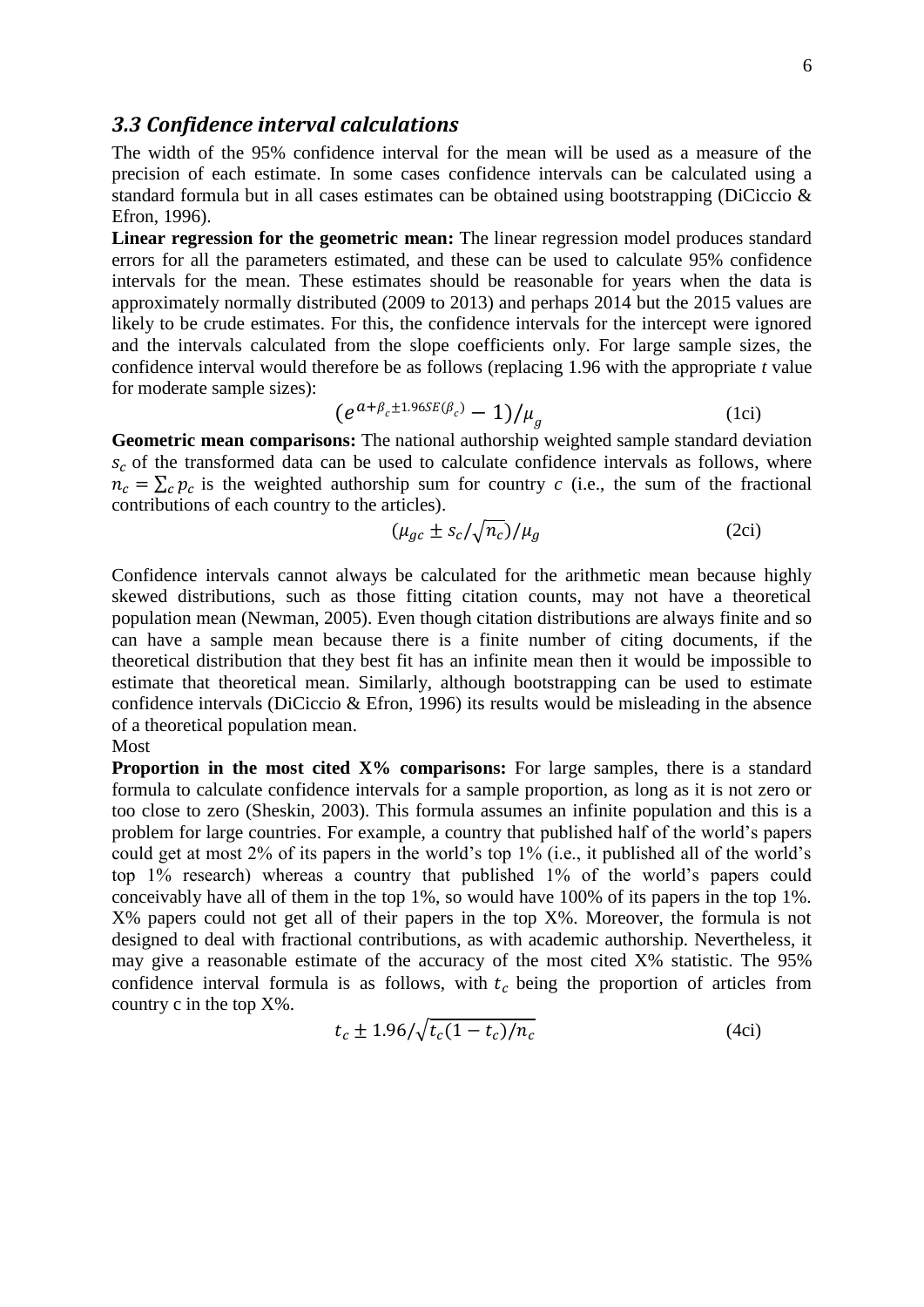### 3.3 Confidence interval calculations

The width of the 95% confidence interval for the mean will be used as a measure of the precision of each estimate. In some cases confidence intervals can be calculated using a standard formula but in all cases estimates can be obtained using bootstrapping (DiCiccio & Efron, 1996).

**Linear regression for the geometric mean:** The linear regression model produces standard errors for all the parameters estimated, and these can be used to calculate 95% confidence intervals for the mean. These estimates should be reasonable for years when the data is approximately normally distributed (2009 to 2013) and perhaps 2014 but the 2015 values are likely to be crude estimates. For this, the confidence intervals for the intercept were ignored and the intervals calculated from the slope coefficients only. For large sample sizes, the confidence interval would therefore be as follows (replacing 1.96 with the appropriate *t* value for moderate sample sizes):

$$(e^{a+\beta_c \pm 1.96SE(\beta_c)} - 1)/\mu_g \tag{1ci}$$

**Geometric mean comparisons:** The national authorship weighted sample standard deviation $s_c$ of the transformed data can be used to calculate confidence intervals as follows, where $n_c = \sum_c p_c$ is the weighted authorship sum for country $c$ (i.e., the sum of the fractional contributions of each country to the articles).

$$(\mu_{gc} \pm s_c/\sqrt{n_c})/\mu_g \tag{2ci}$$

Confidence intervals cannot always be calculated for the arithmetic mean because highly skewed distributions, such as those fitting citation counts, may not have a theoretical population mean (Newman, 2005). Even though citation distributions are always finite and so can have a sample mean because there is a finite number of citing documents, if the theoretical distribution that they best fit has an infinite mean then it would be impossible to estimate that theoretical mean. Similarly, although bootstrapping can be used to estimate confidence intervals (DiCiccio & Efron, 1996) its results would be misleading in the absence of a theoretical population mean.

Most

**Proportion in the most cited X% comparisons:** For large samples, there is a standard formula to calculate confidence intervals for a sample proportion, as long as it is not zero or too close to zero (Sheskin, 2003). This formula assumes an infinite population and this is a problem for large countries. For example, a country that published half of the world's papers could get at most 2% of its papers in the world's top 1% (i.e., it published all of the world's top 1% research) whereas a country that published 1% of the world's papers could conceivably have all of them in the top 1%, so would have 100% of its papers in the top 1%. X% papers could not get all of their papers in the top X%. Moreover, the formula is not designed to deal with fractional contributions, as with academic authorship. Nevertheless, it may give a reasonable estimate of the accuracy of the most cited X% statistic. The 95% confidence interval formula is as follows, with $t_c$ being the proportion of articles from country c in the top X%.

$$t_c \pm 1.96/\sqrt{t_c(1-t_c)/n_c} \tag{4ci}$$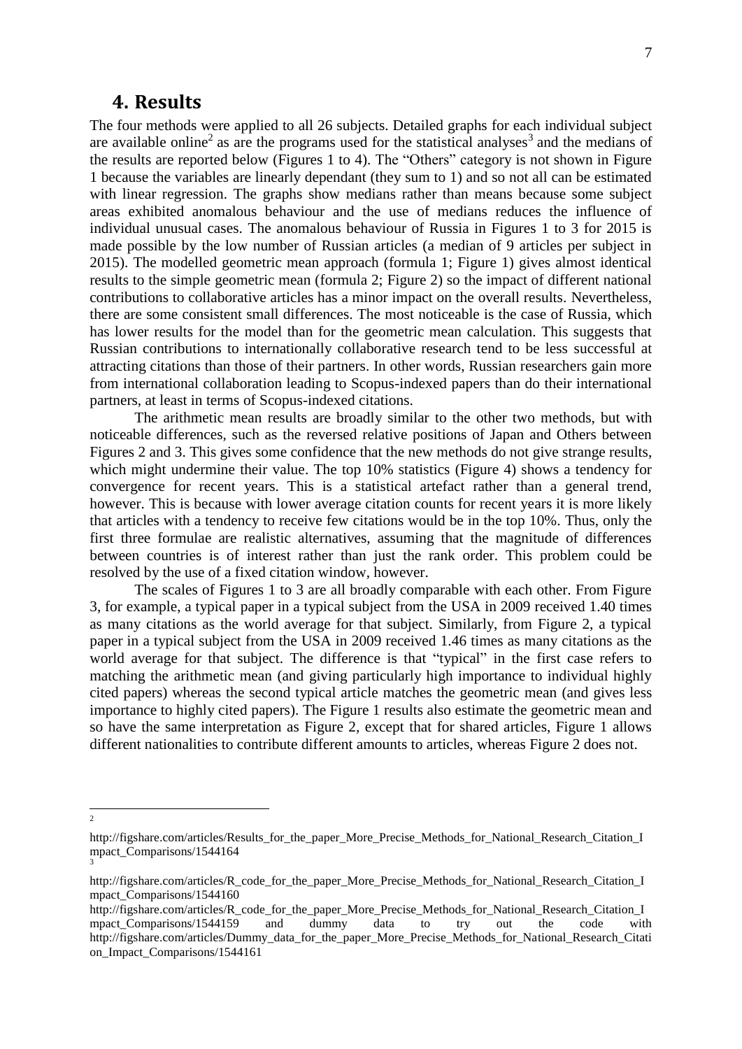# 4. Results

The four methods were applied to all 26 subjects. Detailed graphs for each individual subject are available online[2] as are the programs used for the statistical analyses[3] and the medians of the results are reported below (Figures 1 to 4). The "Others" category is not shown in Figure 1 because the variables are linearly dependant (they sum to 1) and so not all can be estimated with linear regression. The graphs show medians rather than means because some subject areas exhibited anomalous behaviour and the use of medians reduces the influence of individual unusual cases. The anomalous behaviour of Russia in Figures 1 to 3 for 2015 is made possible by the low number of Russian articles (a median of 9 articles per subject in 2015). The modelled geometric mean approach (formula 1; Figure 1) gives almost identical results to the simple geometric mean (formula 2; Figure 2) so the impact of different national contributions to collaborative articles has a minor impact on the overall results. Nevertheless, there are some consistent small differences. The most noticeable is the case of Russia, which has lower results for the model than for the geometric mean calculation. This suggests that Russian contributions to internationally collaborative research tend to be less successful at attracting citations than those of their partners. In other words, Russian researchers gain more from international collaboration leading to Scopus-indexed papers than do their international partners, at least in terms of Scopus-indexed citations.

The arithmetic mean results are broadly similar to the other two methods, but with noticeable differences, such as the reversed relative positions of Japan and Others between Figures 2 and 3. This gives some confidence that the new methods do not give strange results, which might undermine their value. The top 10% statistics (Figure 4) shows a tendency for convergence for recent years. This is a statistical artefact rather than a general trend, however. This is because with lower average citation counts for recent years it is more likely that articles with a tendency to receive few citations would be in the top 10%. Thus, only the first three formulae are realistic alternatives, assuming that the magnitude of differences between countries is of interest rather than just the rank order. This problem could be resolved by the use of a fixed citation window, however.

The scales of Figures 1 to 3 are all broadly comparable with each other. From Figure 3, for example, a typical paper in a typical subject from the USA in 2009 received 1.40 times as many citations as the world average for that subject. Similarly, from Figure 2, a typical paper in a typical subject from the USA in 2009 received 1.46 times as many citations as the world average for that subject. The difference is that "typical" in the first case refers to matching the arithmetic mean (and giving particularly high importance to individual highly cited papers) whereas the second typical article matches the geometric mean (and gives less importance to highly cited papers). The Figure 1 results also estimate the geometric mean and so have the same interpretation as Figure 2, except that for shared articles, Figure 1 allows different nationalities to contribute different amounts to articles, whereas Figure 2 does not.

---

[2] http://figshare.com/articles/Results_for_the_paper_More_Precise_Methods_for_National_Research_Citation_Impact_Comparisons/1544164

[3] http://figshare.com/articles/R_code_for_the_paper_More_Precise_Methods_for_National_Research_Citation_Impact_Comparisons/1544160
http://figshare.com/articles/R_code_for_the_paper_More_Precise_Methods_for_National_Research_Citation_Impact_Comparisons/1544159 and dummy data to try out the code with http://figshare.com/articles/Dummy_data_for_the_paper_More_Precise_Methods_for_National_Research_Citation_Impact_Comparisons/1544161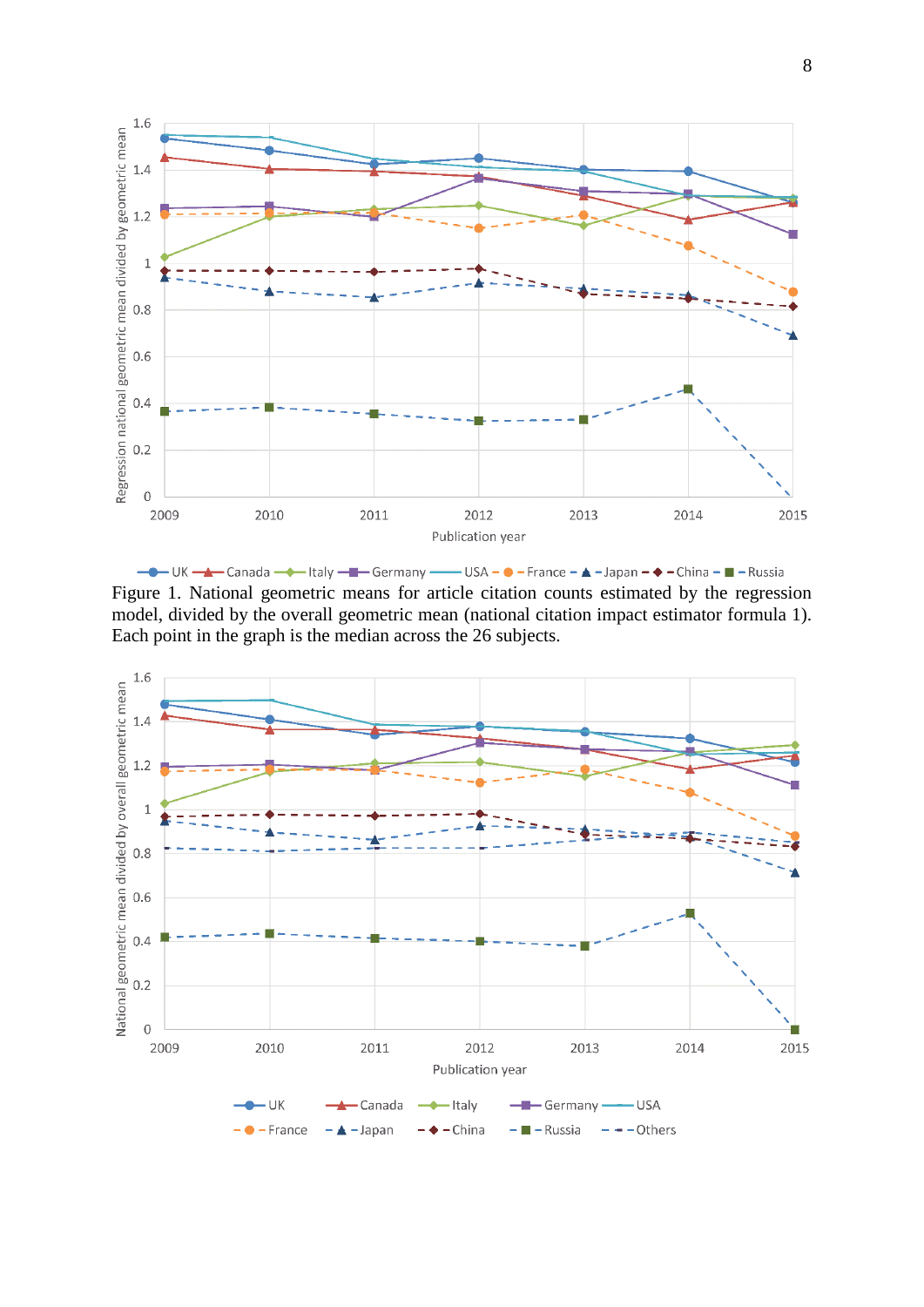Figure 1. National geometric means for article citation counts estimated by the regression model, divided by the overall geometric mean (national citation impact estimator formula 1). Each point in the graph is the median across the 26 subjects.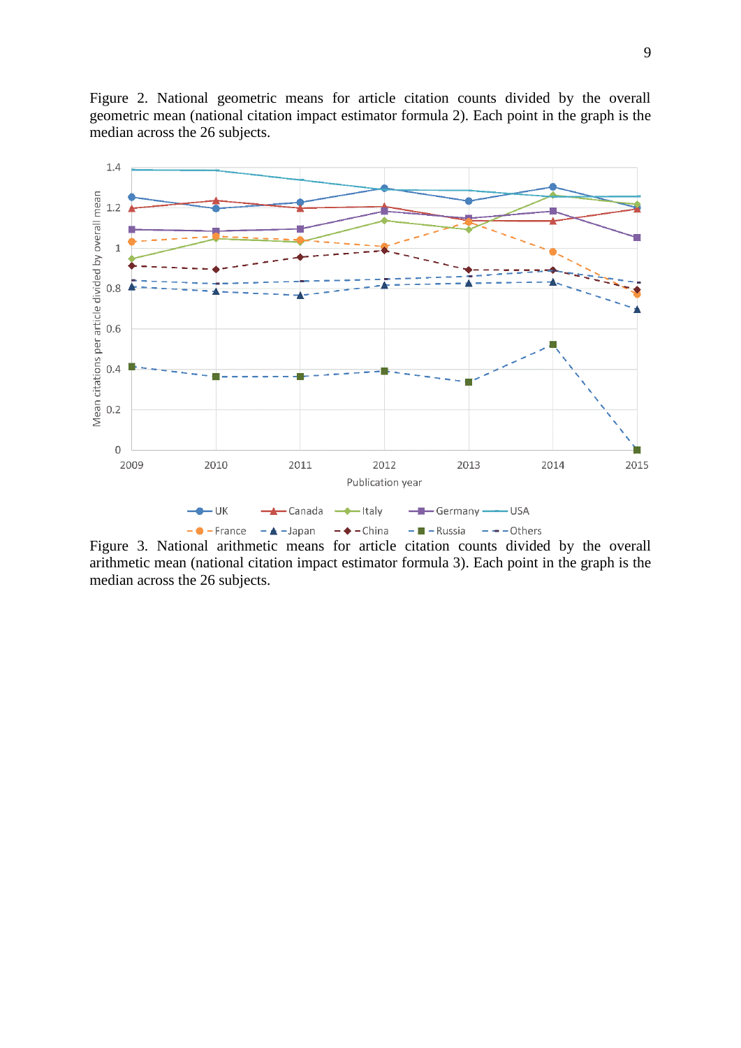Figure 2. National geometric means for article citation counts divided by the overall geometric mean (national citation impact estimator formula 2). Each point in the graph is the median across the 26 subjects.

Figure 3. National arithmetic means for article citation counts divided by the overall arithmetic mean (national citation impact estimator formula 3). Each point in the graph is the median across the 26 subjects.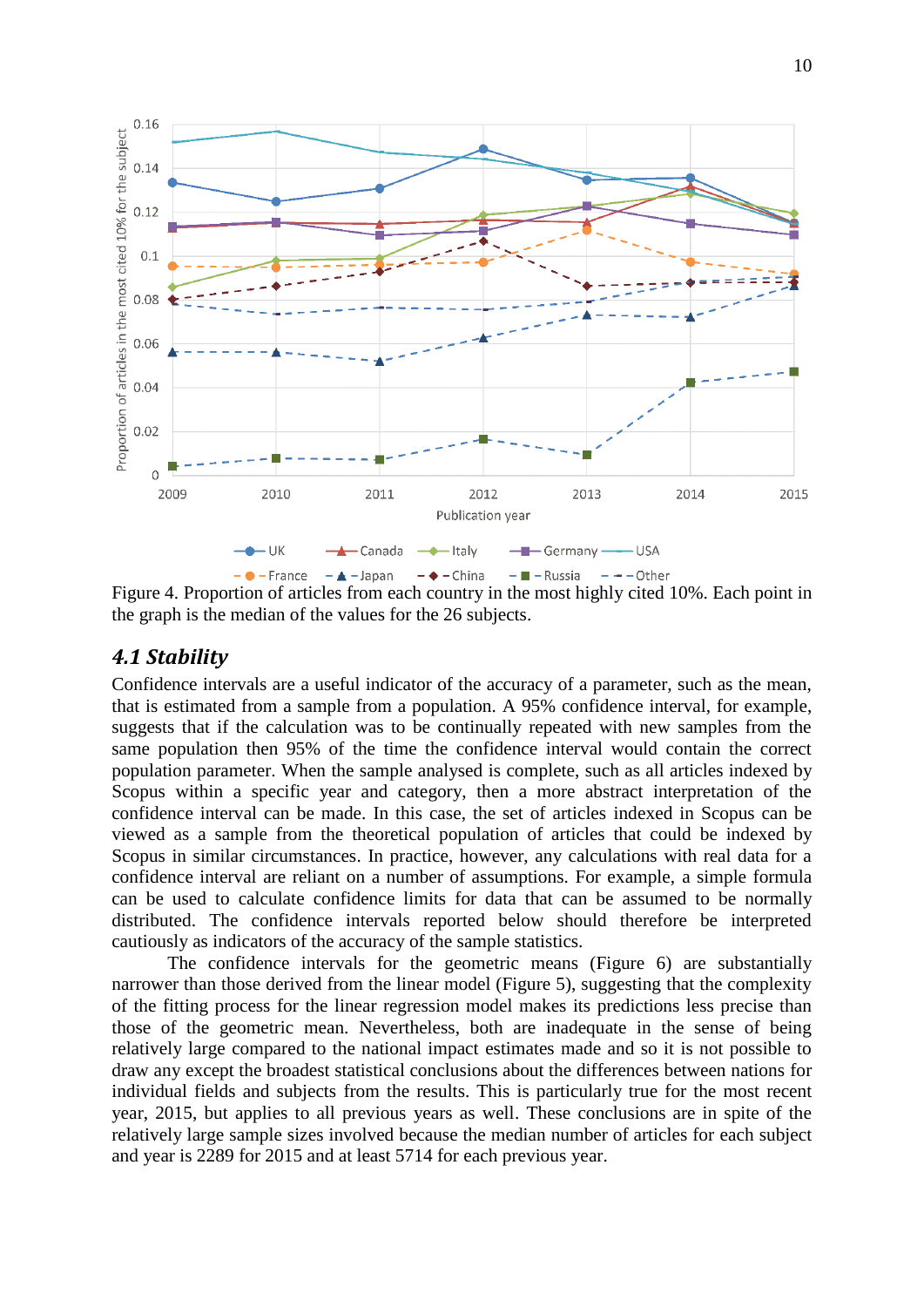Figure 4. Proportion of articles from each country in the most highly cited 10%. Each point in the graph is the median of the values for the 26 subjects.

### 4.1 Stability

Confidence intervals are a useful indicator of the accuracy of a parameter, such as the mean, that is estimated from a sample from a population. A 95% confidence interval, for example, suggests that if the calculation was to be continually repeated with new samples from the same population then 95% of the time the confidence interval would contain the correct population parameter. When the sample analysed is complete, such as all articles indexed by Scopus within a specific year and category, then a more abstract interpretation of the confidence interval can be made. In this case, the set of articles indexed in Scopus can be viewed as a sample from the theoretical population of articles that could be indexed by Scopus in similar circumstances. In practice, however, any calculations with real data for a confidence interval are reliant on a number of assumptions. For example, a simple formula can be used to calculate confidence limits for data that can be assumed to be normally distributed. The confidence intervals reported below should therefore be interpreted cautiously as indicators of the accuracy of the sample statistics.

The confidence intervals for the geometric means (Figure 6) are substantially narrower than those derived from the linear model (Figure 5), suggesting that the complexity of the fitting process for the linear regression model makes its predictions less precise than those of the geometric mean. Nevertheless, both are inadequate in the sense of being relatively large compared to the national impact estimates made and so it is not possible to draw any except the broadest statistical conclusions about the differences between nations for individual fields and subjects from the results. This is particularly true for the most recent year, 2015, but applies to all previous years as well. These conclusions are in spite of the relatively large sample sizes involved because the median number of articles for each subject and year is 2289 for 2015 and at least 5714 for each previous year.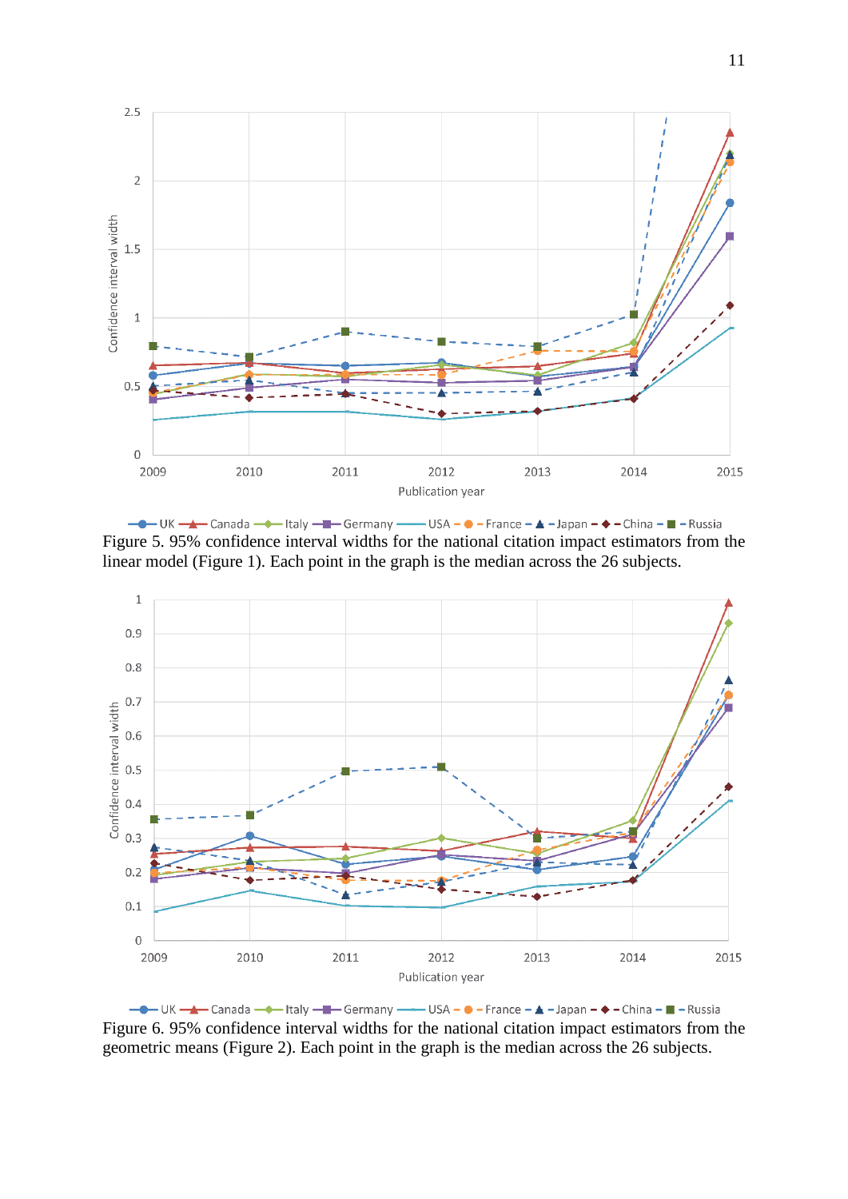Figure 5. 95% confidence interval widths for the national citation impact estimators from the linear model (Figure 1). Each point in the graph is the median across the 26 subjects.

Figure 6. 95% confidence interval widths for the national citation impact estimators from the geometric means (Figure 2). Each point in the graph is the median across the 26 subjects.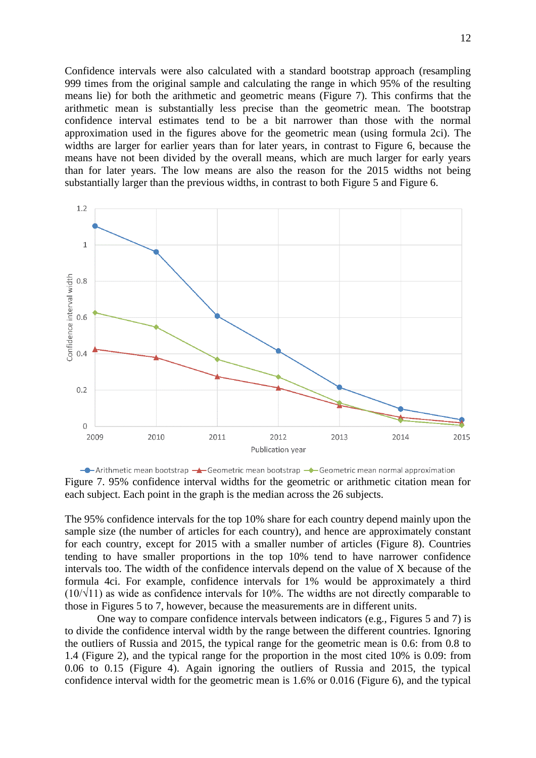Confidence intervals were also calculated with a standard bootstrap approach (resampling 999 times from the original sample and calculating the range in which 95% of the resulting means lie) for both the arithmetic and geometric means (Figure 7). This confirms that the arithmetic mean is substantially less precise than the geometric mean. The bootstrap confidence interval estimates tend to be a bit narrower than those with the normal approximation used in the figures above for the geometric mean (using formula 2ci). The widths are larger for earlier years than for later years, in contrast to Figure 6, because the means have not been divided by the overall means, which are much larger for early years than for later years. The low means are also the reason for the 2015 widths not being substantially larger than the previous widths, in contrast to both Figure 5 and Figure 6.

Figure 7. 95% confidence interval widths for the geometric or arithmetic citation mean for each subject. Each point in the graph is the median across the 26 subjects.

The 95% confidence intervals for the top 10% share for each country depend mainly upon the sample size (the number of articles for each country), and hence are approximately constant for each country, except for 2015 with a smaller number of articles (Figure 8). Countries tending to have smaller proportions in the top 10% tend to have narrower confidence intervals too. The width of the confidence intervals depend on the value of X because of the formula 4ci. For example, confidence intervals for 1% would be approximately a third ($10/\sqrt{11}$) as wide as confidence intervals for 10%. The widths are not directly comparable to those in Figures 5 to 7, however, because the measurements are in different units.

One way to compare confidence intervals between indicators (e.g., Figures 5 and 7) is to divide the confidence interval width by the range between the different countries. Ignoring the outliers of Russia and 2015, the typical range for the geometric mean is 0.6: from 0.8 to 1.4 (Figure 2), and the typical range for the proportion in the most cited 10% is 0.09: from 0.06 to 0.15 (Figure 4). Again ignoring the outliers of Russia and 2015, the typical confidence interval width for the geometric mean is 1.6% or 0.016 (Figure 6), and the typical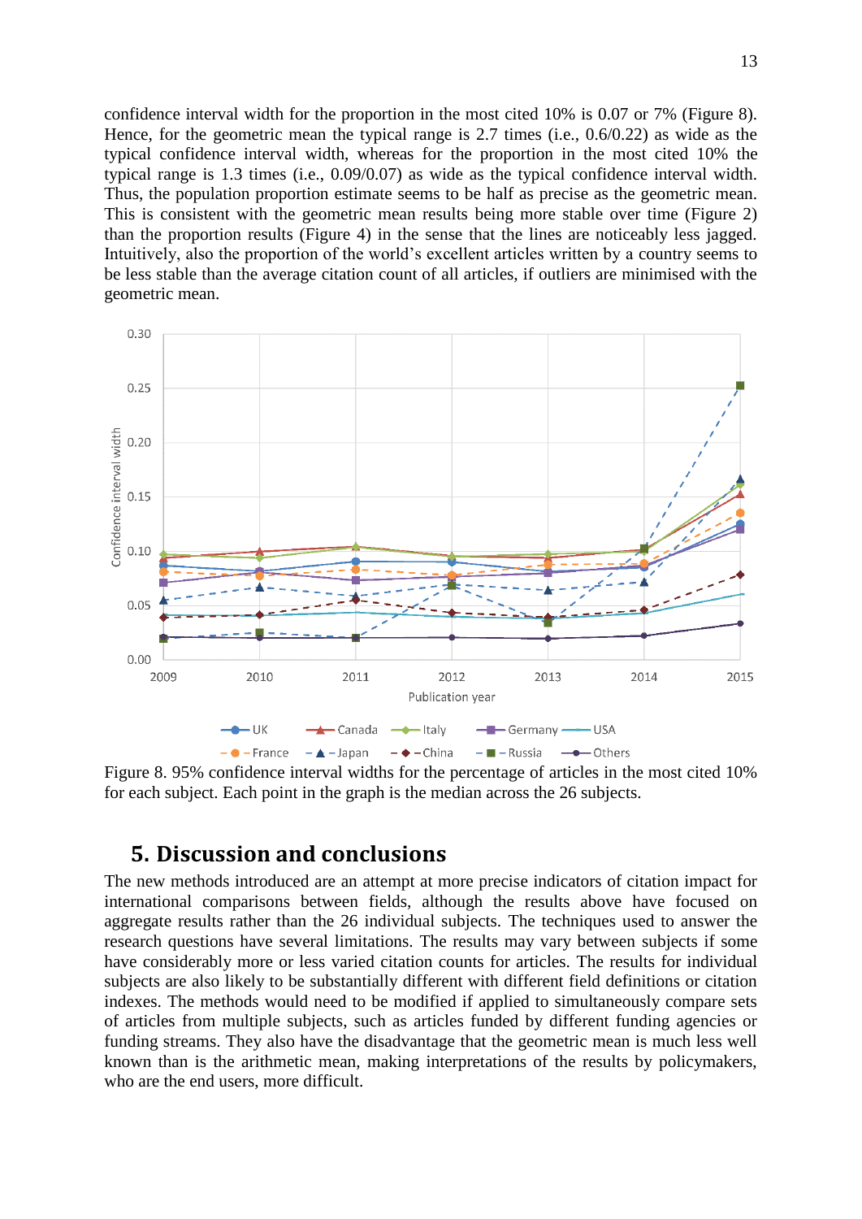confidence interval width for the proportion in the most cited 10% is 0.07 or 7% (Figure 8). Hence, for the geometric mean the typical range is 2.7 times (i.e., 0.6/0.22) as wide as the typical confidence interval width, whereas for the proportion in the most cited 10% the typical range is 1.3 times (i.e., 0.09/0.07) as wide as the typical confidence interval width. Thus, the population proportion estimate seems to be half as precise as the geometric mean. This is consistent with the geometric mean results being more stable over time (Figure 2) than the proportion results (Figure 4) in the sense that the lines are noticeably less jagged. Intuitively, also the proportion of the world's excellent articles written by a country seems to be less stable than the average citation count of all articles, if outliers are minimised with the geometric mean.

Figure 8. 95% confidence interval widths for the percentage of articles in the most cited 10% for each subject. Each point in the graph is the median across the 26 subjects.

## 5. Discussion and conclusions

The new methods introduced are an attempt at more precise indicators of citation impact for international comparisons between fields, although the results above have focused on aggregate results rather than the 26 individual subjects. The techniques used to answer the research questions have several limitations. The results may vary between subjects if some have considerably more or less varied citation counts for articles. The results for individual subjects are also likely to be substantially different with different field definitions or citation indexes. The methods would need to be modified if applied to simultaneously compare sets of articles from multiple subjects, such as articles funded by different funding agencies or funding streams. They also have the disadvantage that the geometric mean is much less well known than is the arithmetic mean, making interpretations of the results by policymakers, who are the end users, more difficult.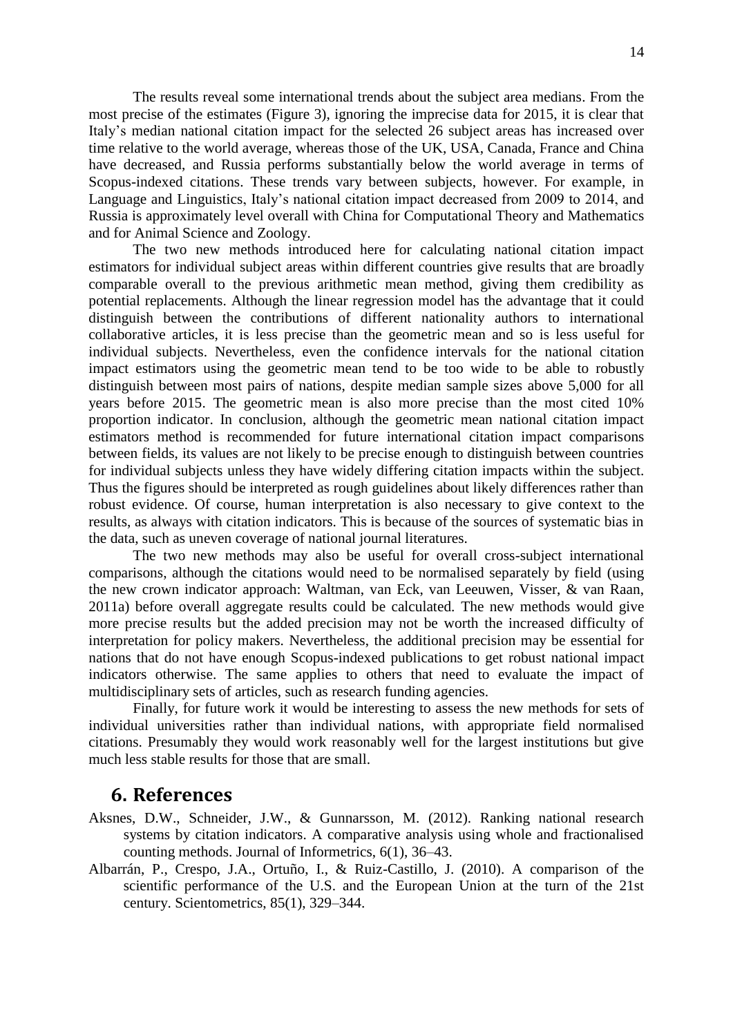The results reveal some international trends about the subject area medians. From the most precise of the estimates (Figure 3), ignoring the imprecise data for 2015, it is clear that Italy's median national citation impact for the selected 26 subject areas has increased over time relative to the world average, whereas those of the UK, USA, Canada, France and China have decreased, and Russia performs substantially below the world average in terms of Scopus-indexed citations. These trends vary between subjects, however. For example, in Language and Linguistics, Italy's national citation impact decreased from 2009 to 2014, and Russia is approximately level overall with China for Computational Theory and Mathematics and for Animal Science and Zoology.

The two new methods introduced here for calculating national citation impact estimators for individual subject areas within different countries give results that are broadly comparable overall to the previous arithmetic mean method, giving them credibility as potential replacements. Although the linear regression model has the advantage that it could distinguish between the contributions of different nationality authors to international collaborative articles, it is less precise than the geometric mean and so is less useful for individual subjects. Nevertheless, even the confidence intervals for the national citation impact estimators using the geometric mean tend to be too wide to be able to robustly distinguish between most pairs of nations, despite median sample sizes above 5,000 for all years before 2015. The geometric mean is also more precise than the most cited 10% proportion indicator. In conclusion, although the geometric mean national citation impact estimators method is recommended for future international citation impact comparisons between fields, its values are not likely to be precise enough to distinguish between countries for individual subjects unless they have widely differing citation impacts within the subject. Thus the figures should be interpreted as rough guidelines about likely differences rather than robust evidence. Of course, human interpretation is also necessary to give context to the results, as always with citation indicators. This is because of the sources of systematic bias in the data, such as uneven coverage of national journal literatures.

The two new methods may also be useful for overall cross-subject international comparisons, although the citations would need to be normalised separately by field (using the new crown indicator approach: Waltman, van Eck, van Leeuwen, Visser, & van Raan, 2011a) before overall aggregate results could be calculated. The new methods would give more precise results but the added precision may not be worth the increased difficulty of interpretation for policy makers. Nevertheless, the additional precision may be essential for nations that do not have enough Scopus-indexed publications to get robust national impact indicators otherwise. The same applies to others that need to evaluate the impact of multidisciplinary sets of articles, such as research funding agencies.

Finally, for future work it would be interesting to assess the new methods for sets of individual universities rather than individual nations, with appropriate field normalised citations. Presumably they would work reasonably well for the largest institutions but give much less stable results for those that are small.

## 6. References

Aksnes, D.W., Schneider, J.W., & Gunnarsson, M. (2012). Ranking national research systems by citation indicators. A comparative analysis using whole and fractionalised counting methods. Journal of Informetrics, 6(1), 36–43.

Albarrán, P., Crespo, J.A., Ortuño, I., & Ruiz-Castillo, J. (2010). A comparison of the scientific performance of the U.S. and the European Union at the turn of the 21st century. Scientometrics, 85(1), 329–344.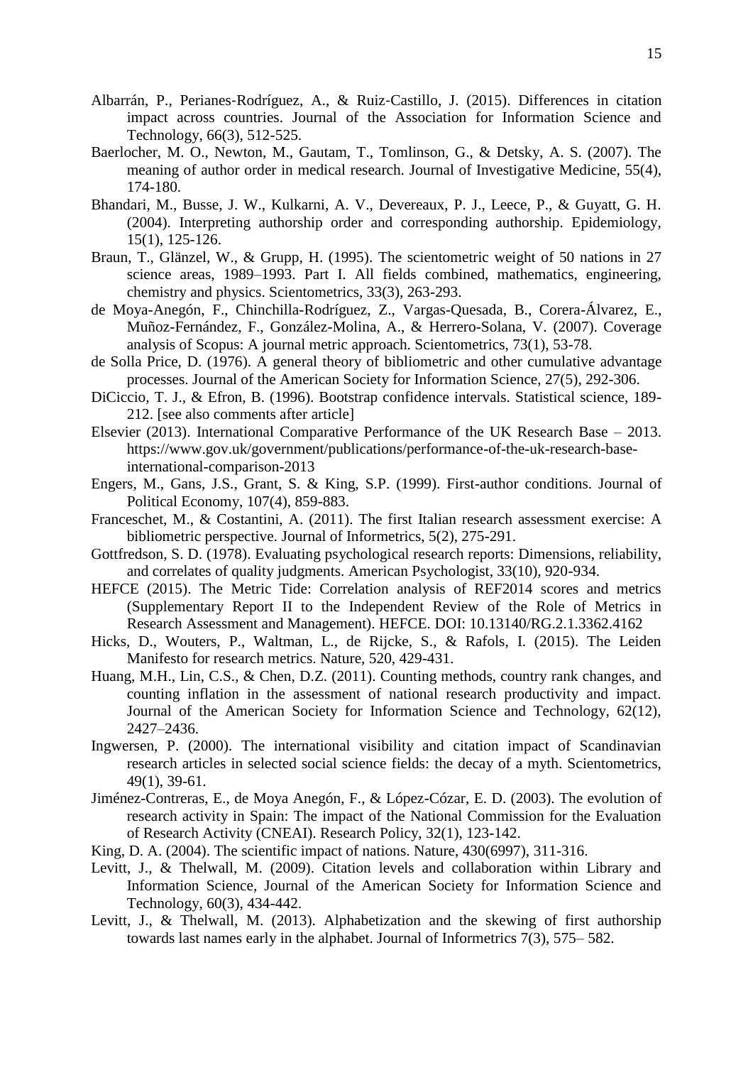Albarrán, P., Perianes‐Rodríguez, A., & Ruiz‐Castillo, J. (2015). Differences in citation impact across countries. Journal of the Association for Information Science and Technology, 66(3), 512-525.

Baerlocher, M. O., Newton, M., Gautam, T., Tomlinson, G., & Detsky, A. S. (2007). The meaning of author order in medical research. Journal of Investigative Medicine, 55(4), 174-180.

Bhandari, M., Busse, J. W., Kulkarni, A. V., Devereaux, P. J., Leece, P., & Guyatt, G. H. (2004). Interpreting authorship order and corresponding authorship. Epidemiology, 15(1), 125-126.

Braun, T., Glänzel, W., & Grupp, H. (1995). The scientometric weight of 50 nations in 27 science areas, 1989–1993. Part I. All fields combined, mathematics, engineering, chemistry and physics. Scientometrics, 33(3), 263-293.

de Moya-Anegón, F., Chinchilla-Rodríguez, Z., Vargas-Quesada, B., Corera-Álvarez, E., Muñoz-Fernández, F., González-Molina, A., & Herrero-Solana, V. (2007). Coverage analysis of Scopus: A journal metric approach. Scientometrics, 73(1), 53-78.

de Solla Price, D. (1976). A general theory of bibliometric and other cumulative advantage processes. Journal of the American Society for Information Science, 27(5), 292-306.

DiCiccio, T. J., & Efron, B. (1996). Bootstrap confidence intervals. Statistical science, 189-212. [see also comments after article]

Elsevier (2013). International Comparative Performance of the UK Research Base – 2013. https://www.gov.uk/government/publications/performance-of-the-uk-research-base-international-comparison-2013

Engers, M., Gans, J.S., Grant, S. & King, S.P. (1999). First-author conditions. Journal of Political Economy, 107(4), 859-883.

Franceschet, M., & Costantini, A. (2011). The first Italian research assessment exercise: A bibliometric perspective. Journal of Informetrics, 5(2), 275-291.

Gottfredson, S. D. (1978). Evaluating psychological research reports: Dimensions, reliability, and correlates of quality judgments. American Psychologist, 33(10), 920-934.

HEFCE (2015). The Metric Tide: Correlation analysis of REF2014 scores and metrics (Supplementary Report II to the Independent Review of the Role of Metrics in Research Assessment and Management). HEFCE. DOI: 10.13140/RG.2.1.3362.4162

Hicks, D., Wouters, P., Waltman, L., de Rijcke, S., & Rafols, I. (2015). The Leiden Manifesto for research metrics. Nature, 520, 429-431.

Huang, M.H., Lin, C.S., & Chen, D.Z. (2011). Counting methods, country rank changes, and counting inflation in the assessment of national research productivity and impact. Journal of the American Society for Information Science and Technology, 62(12), 2427–2436.

Ingwersen, P. (2000). The international visibility and citation impact of Scandinavian research articles in selected social science fields: the decay of a myth. Scientometrics, 49(1), 39-61.

Jiménez-Contreras, E., de Moya Anegón, F., & López-Cózar, E. D. (2003). The evolution of research activity in Spain: The impact of the National Commission for the Evaluation of Research Activity (CNEAI). Research Policy, 32(1), 123-142.

King, D. A. (2004). The scientific impact of nations. Nature, 430(6997), 311-316.

Levitt, J., & Thelwall, M. (2009). Citation levels and collaboration within Library and Information Science, Journal of the American Society for Information Science and Technology, 60(3), 434-442.

Levitt, J., & Thelwall, M. (2013). Alphabetization and the skewing of first authorship towards last names early in the alphabet. Journal of Informetrics 7(3), 575– 582.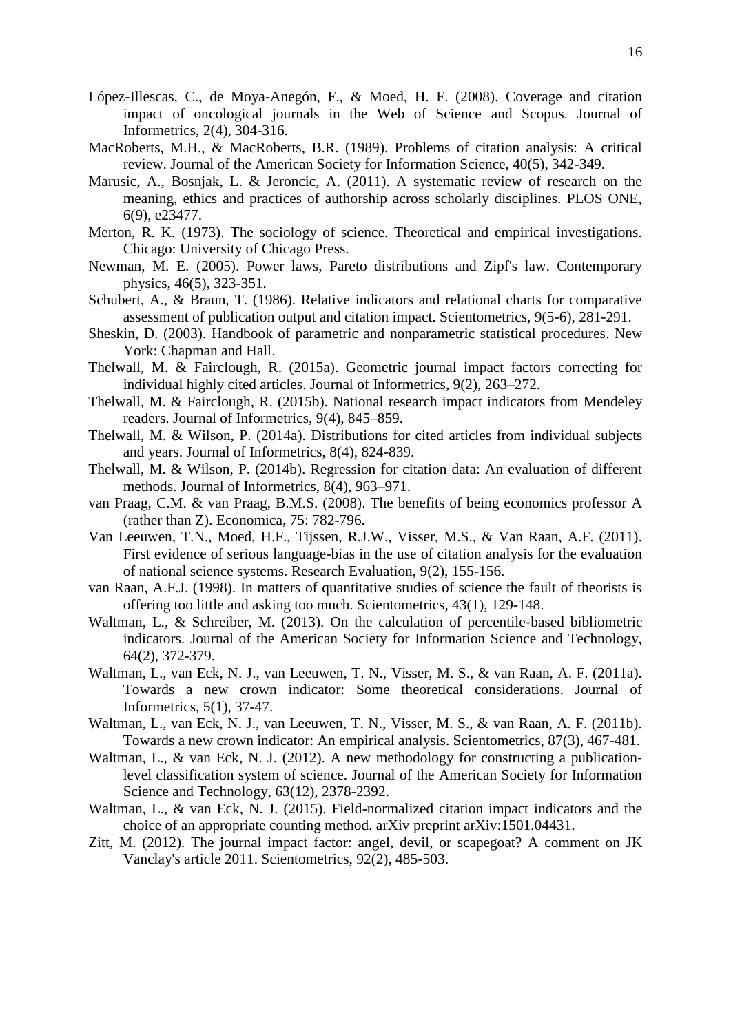López-Illescas, C., de Moya-Anegón, F., & Moed, H. F. (2008). Coverage and citation impact of oncological journals in the Web of Science and Scopus. Journal of Informetrics, 2(4), 304-316.

MacRoberts, M.H., & MacRoberts, B.R. (1989). Problems of citation analysis: A critical review. Journal of the American Society for Information Science, 40(5), 342-349.

Marusic, A., Bosnjak, L. & Jeroncic, A. (2011). A systematic review of research on the meaning, ethics and practices of authorship across scholarly disciplines. PLOS ONE, 6(9), e23477.

Merton, R. K. (1973). The sociology of science. Theoretical and empirical investigations. Chicago: University of Chicago Press.

Newman, M. E. (2005). Power laws, Pareto distributions and Zipf's law. Contemporary physics, 46(5), 323-351.

Schubert, A., & Braun, T. (1986). Relative indicators and relational charts for comparative assessment of publication output and citation impact. Scientometrics, 9(5-6), 281-291.

Sheskin, D. (2003). Handbook of parametric and nonparametric statistical procedures. New York: Chapman and Hall.

Thelwall, M. & Fairclough, R. (2015a). Geometric journal impact factors correcting for individual highly cited articles. Journal of Informetrics, 9(2), 263–272.

Thelwall, M. & Fairclough, R. (2015b). National research impact indicators from Mendeley readers. Journal of Informetrics, 9(4), 845–859.

Thelwall, M. & Wilson, P. (2014a). Distributions for cited articles from individual subjects and years. Journal of Informetrics, 8(4), 824-839.

Thelwall, M. & Wilson, P. (2014b). Regression for citation data: An evaluation of different methods. Journal of Informetrics, 8(4), 963–971.

van Praag, C.M. & van Praag, B.M.S. (2008). The benefits of being economics professor A (rather than Z). Economica, 75: 782-796.

Van Leeuwen, T.N., Moed, H.F., Tijssen, R.J.W., Visser, M.S., & Van Raan, A.F. (2011). First evidence of serious language-bias in the use of citation analysis for the evaluation of national science systems. Research Evaluation, 9(2), 155-156.

van Raan, A.F.J. (1998). In matters of quantitative studies of science the fault of theorists is offering too little and asking too much. Scientometrics, 43(1), 129-148.

Waltman, L., & Schreiber, M. (2013). On the calculation of percentile‐based bibliometric indicators. Journal of the American Society for Information Science and Technology, 64(2), 372-379.

Waltman, L., van Eck, N. J., van Leeuwen, T. N., Visser, M. S., & van Raan, A. F. (2011a). Towards a new crown indicator: Some theoretical considerations. Journal of Informetrics, 5(1), 37-47.

Waltman, L., van Eck, N. J., van Leeuwen, T. N., Visser, M. S., & van Raan, A. F. (2011b). Towards a new crown indicator: An empirical analysis. Scientometrics, 87(3), 467-481.

Waltman, L., & van Eck, N. J. (2012). A new methodology for constructing a publication‐level classification system of science. Journal of the American Society for Information Science and Technology, 63(12), 2378-2392.

Waltman, L., & van Eck, N. J. (2015). Field-normalized citation impact indicators and the choice of an appropriate counting method. arXiv preprint arXiv:1501.04431.

Zitt, M. (2012). The journal impact factor: angel, devil, or scapegoat? A comment on JK Vanclay's article 2011. Scientometrics, 92(2), 485-503.